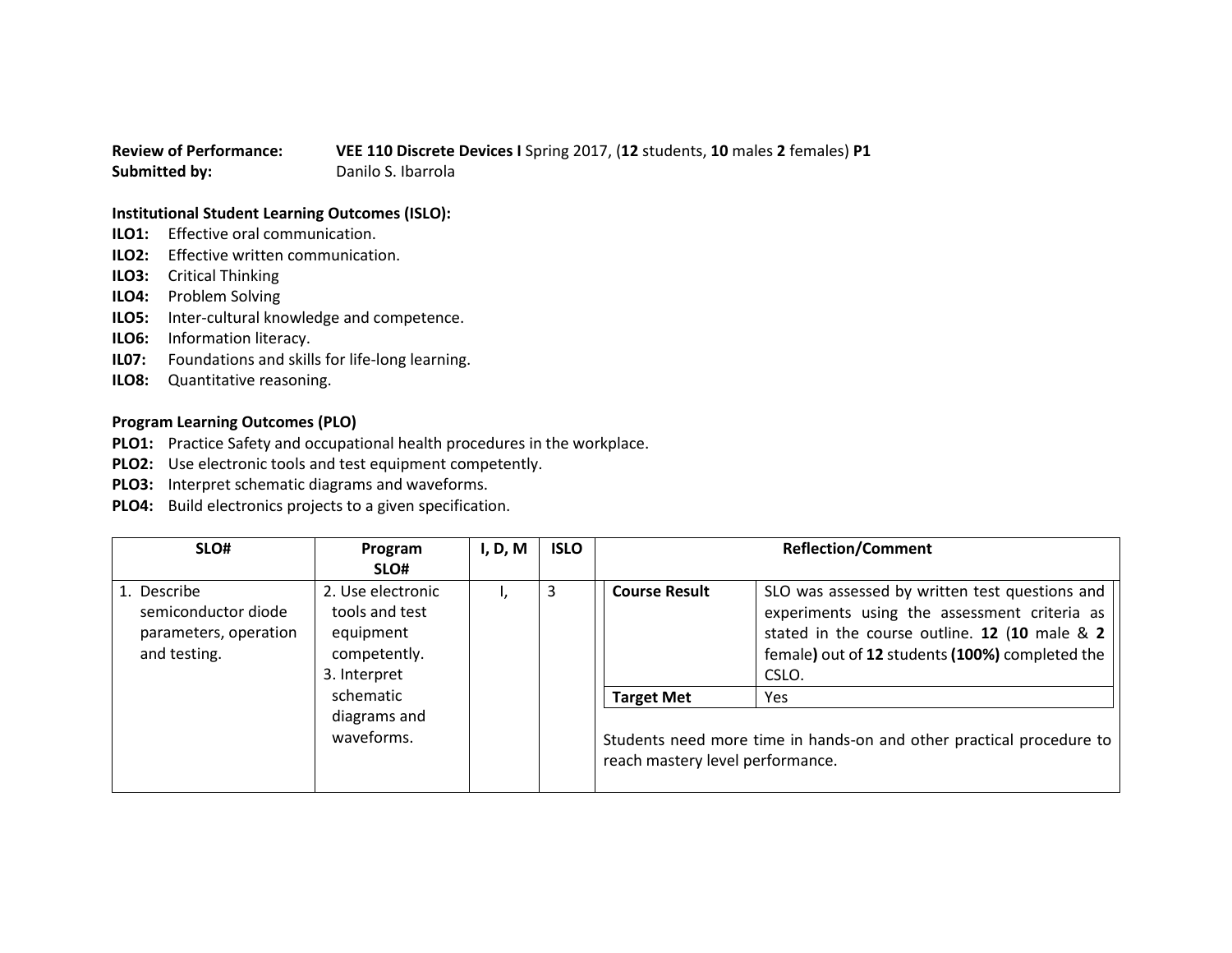**Review of Performance:** **VEE 110 Discrete Devices I** Spring 2017, (**12** students, **10** males **2** females) **P1**
**Submitted by:** Danilo S. Ibarrola

**Institutional Student Learning Outcomes (ISLO):**

**ILO1:** Effective oral communication.
**ILO2:** Effective written communication.
**ILO3:** Critical Thinking
**ILO4:** Problem Solving
**ILO5:** Inter-cultural knowledge and competence.
**ILO6:** Information literacy.
**IL07:** Foundations and skills for life-long learning.
**ILO8:** Quantitative reasoning.

**Program Learning Outcomes (PLO)**

**PLO1:** Practice Safety and occupational health procedures in the workplace.
**PLO2:** Use electronic tools and test equipment competently.
**PLO3:** Interpret schematic diagrams and waveforms.
**PLO4:** Build electronics projects to a given specification.

| SLO# | Program SLO# | I, D, M | ISLO | Reflection/Comment |
|---|---|---|---|---|
| 1. Describe semiconductor diode parameters, operation and testing. | 2. Use electronic tools and test equipment competently.<br>3. Interpret schematic diagrams and waveforms. | I, | 3 | **Course Result**: SLO was assessed by written test questions and experiments using the assessment criteria as stated in the course outline. **12** (**10** male & **2** female**)** out of **12** students **(100%)** completed the CSLO.<br>**Target Met**: Yes<br><br>Students need more time in hands-on and other practical procedure to reach mastery level performance. |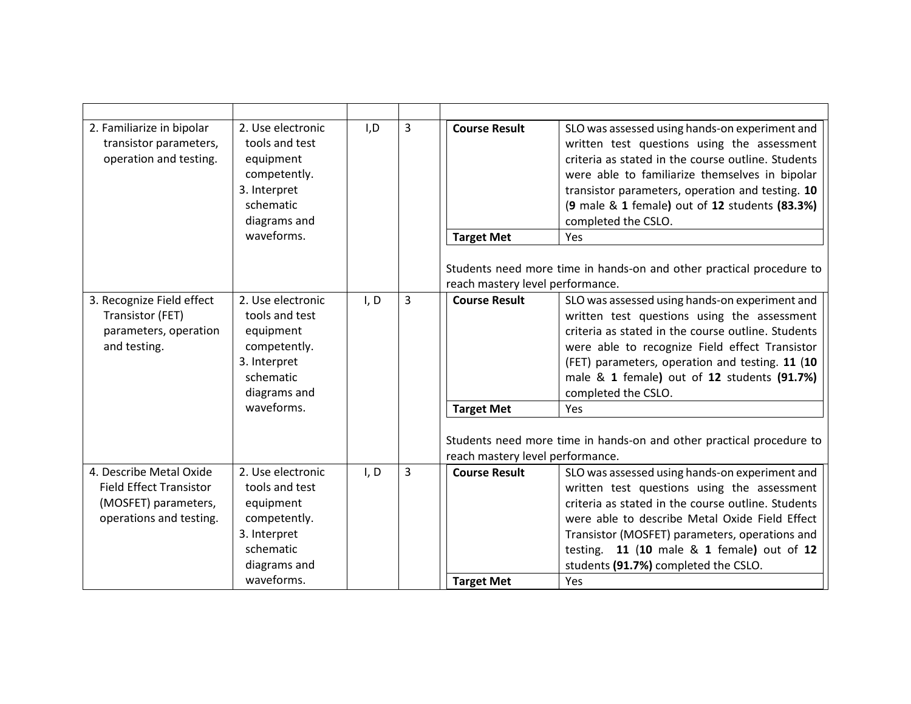| | | | | |
|---|---|---|---|---|
| 2. Familiarize in bipolar transistor parameters, operation and testing. | 2. Use electronic tools and test equipment competently.<br>3. Interpret schematic diagrams and waveforms. | I,D | 3 | **Course Result**: SLO was assessed using hands-on experiment and written test questions using the assessment criteria as stated in the course outline. Students were able to familiarize themselves in bipolar transistor parameters, operation and testing. **10** (**9** male & **1** female**)** out of **12** students **(83.3%)** completed the CSLO.<br>**Target Met**: Yes<br><br>Students need more time in hands-on and other practical procedure to reach mastery level performance. |
| 3. Recognize Field effect Transistor (FET) parameters, operation and testing. | 2. Use electronic tools and test equipment competently.<br>3. Interpret schematic diagrams and waveforms. | I, D | 3 | **Course Result**: SLO was assessed using hands-on experiment and written test questions using the assessment criteria as stated in the course outline. Students were able to recognize Field effect Transistor (FET) parameters, operation and testing. **11** (**10** male & **1** female**)** out of **12** students **(91.7%)** completed the CSLO.<br>**Target Met**: Yes<br><br>Students need more time in hands-on and other practical procedure to reach mastery level performance. |
| 4. Describe Metal Oxide Field Effect Transistor (MOSFET) parameters, operations and testing. | 2. Use electronic tools and test equipment competently.<br>3. Interpret schematic diagrams and waveforms. | I, D | 3 | **Course Result**: SLO was assessed using hands-on experiment and written test questions using the assessment criteria as stated in the course outline. Students were able to describe Metal Oxide Field Effect Transistor (MOSFET) parameters, operations and testing. **11** (**10** male & **1** female**)** out of **12** students **(91.7%)** completed the CSLO.<br>**Target Met**: Yes |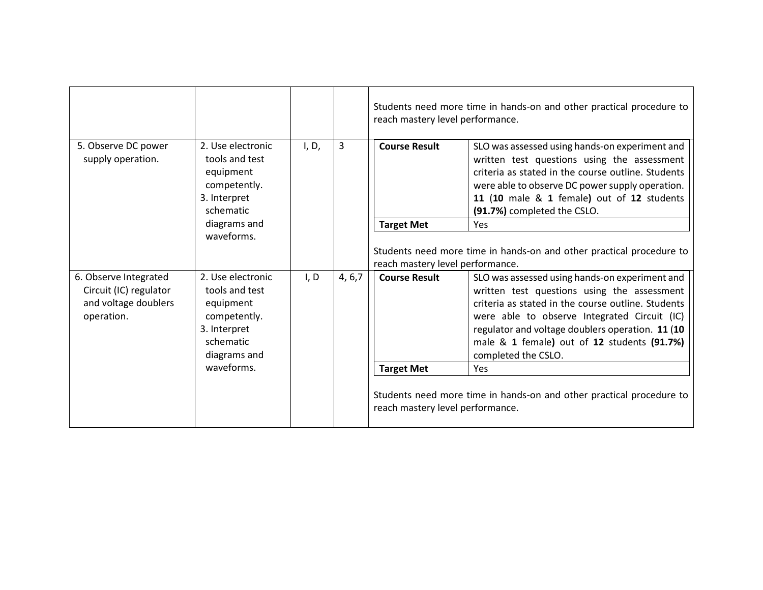| | | | | |
|---|---|---|---|---|
| | | | | Students need more time in hands-on and other practical procedure to reach mastery level performance. |
| 5. Observe DC power supply operation. | 2. Use electronic tools and test equipment competently.<br>3. Interpret schematic diagrams and waveforms. | I, D, | 3 | **Course Result**: SLO was assessed using hands-on experiment and written test questions using the assessment criteria as stated in the course outline. Students were able to observe DC power supply operation. **11** (**10** male & **1** female**)** out of **12** students **(91.7%)** completed the CSLO.<br>**Target Met**: Yes<br><br>Students need more time in hands-on and other practical procedure to reach mastery level performance. |
| 6. Observe Integrated Circuit (IC) regulator and voltage doublers operation. | 2. Use electronic tools and test equipment competently.<br>3. Interpret schematic diagrams and waveforms. | I, D | 4, 6,7 | **Course Result**: SLO was assessed using hands-on experiment and written test questions using the assessment criteria as stated in the course outline. Students were able to observe Integrated Circuit (IC) regulator and voltage doublers operation. **11** (**10** male & **1** female**)** out of **12** students **(91.7%)** completed the CSLO.<br>**Target Met**: Yes<br><br>Students need more time in hands-on and other practical procedure to reach mastery level performance. |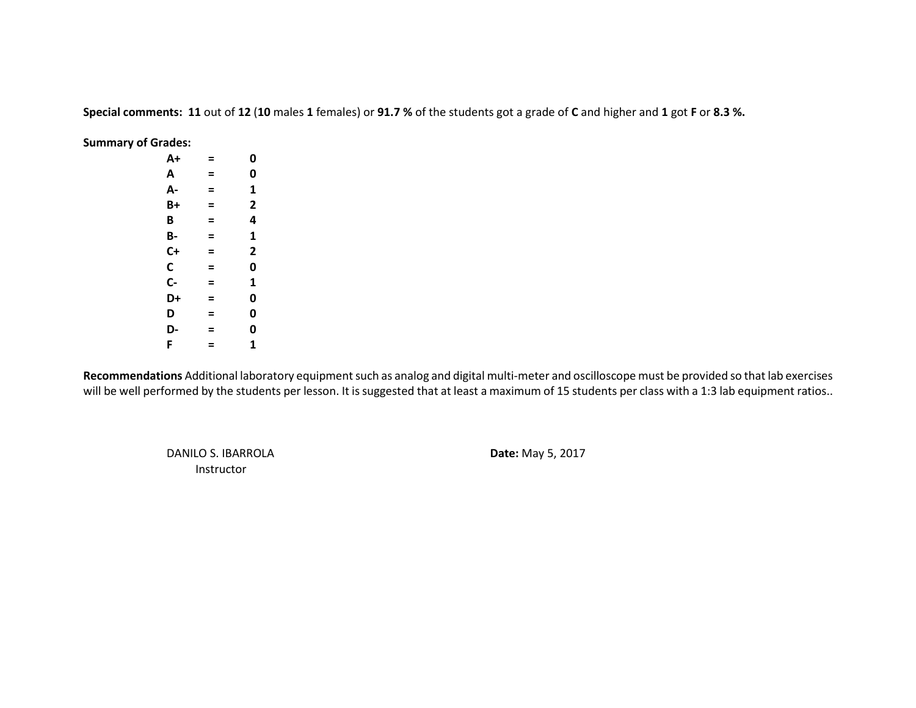**Special comments:** **11** out of **12** (**10** males **1** females) or **91.7 %** of the students got a grade of **C** and higher and **1** got **F** or **8.3 %.**

**Summary of Grades:**

| | | |
|---|---|---|
| **A+** | **=** | **0** |
| **A** | **=** | **0** |
| **A-** | **=** | **1** |
| **B+** | **=** | **2** |
| **B** | **=** | **4** |
| **B-** | **=** | **1** |
| **C+** | **=** | **2** |
| **C** | **=** | **0** |
| **C-** | **=** | **1** |
| **D+** | **=** | **0** |
| **D** | **=** | **0** |
| **D-** | **=** | **0** |
| **F** | **=** | **1** |

**Recommendations** Additional laboratory equipment such as analog and digital multi-meter and oscilloscope must be provided so that lab exercises will be well performed by the students per lesson. It is suggested that at least a maximum of 15 students per class with a 1:3 lab equipment ratios..

DANILO S. IBARROLA
Instructor

**Date:** May 5, 2017